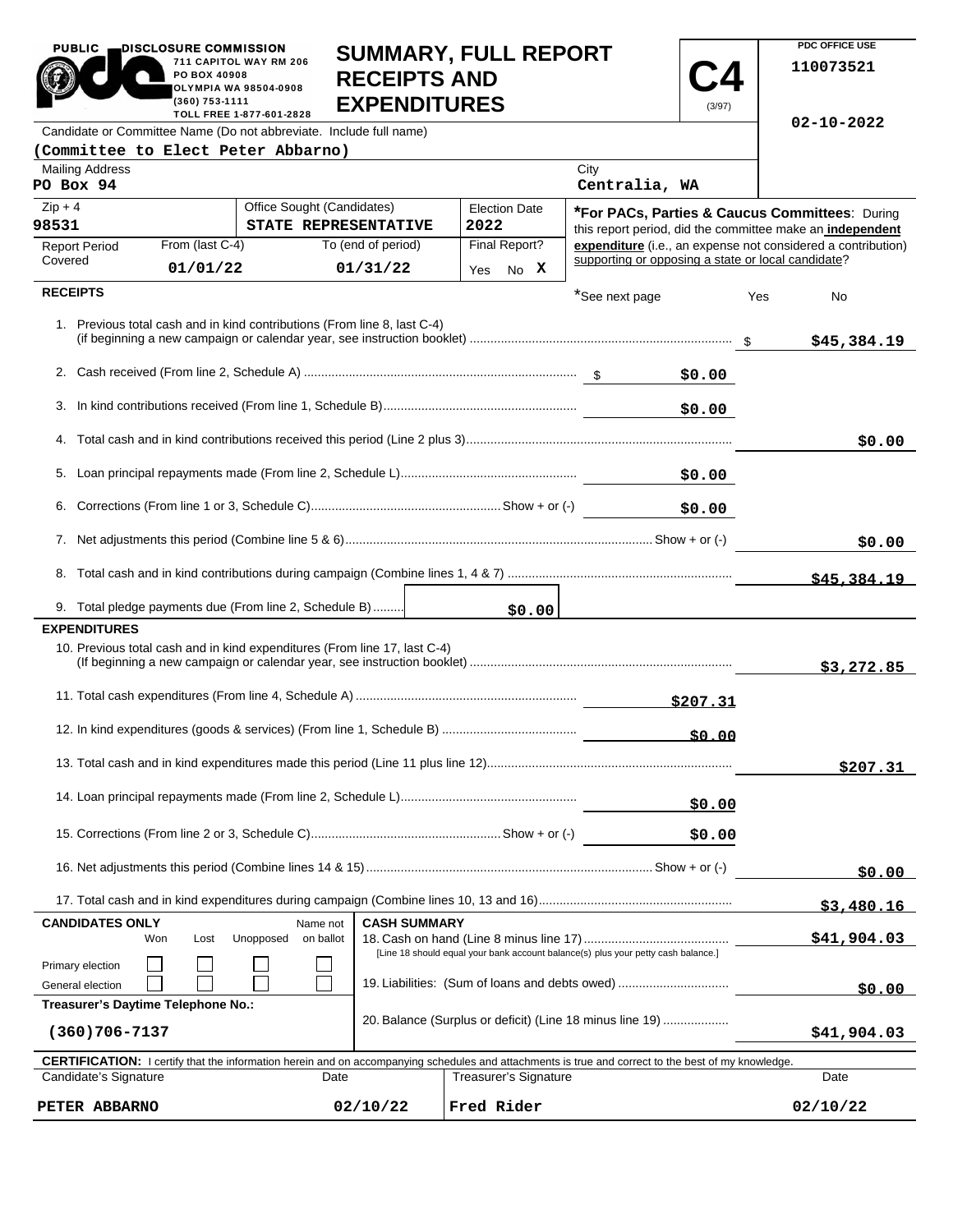PUBLIC DISCLOSURE COMMISSION
711 CAPITOL WAY RM 206
PO BOX 40908
OLYMPIA WA 98504-0908
(360) 753-1111
TOLL FREE 1-877-601-2828

# SUMMARY, FULL REPORT RECEIPTS AND EXPENDITURES

**C4** (3/97)

PDC OFFICE USE
110073521

02-10-2022

Candidate or Committee Name (Do not abbreviate. Include full name)
**(Committee to Elect Peter Abbarno)**

| Mailing Address | City |
|---|---|
| PO Box 94 | Centralia, WA |

| Zip + 4 | Office Sought (Candidates) | Election Date |
|---|---|---|
| 98531 | STATE REPRESENTATIVE | 2022 |

| Report Period Covered | From (last C-4) | To (end of period) | Final Report? |
|---|---|---|---|
| | 01/01/22 | 01/31/22 | Yes No **X** |

***For PACs, Parties & Caucus Committees**: During this report period, did the committee make an **independent expenditure** (i.e., an expense not considered a contribution) supporting or opposing a state or local candidate?

*See next page  Yes  No

## RECEIPTS

| Line | Description | Amount | Total |
|---|---|---|---|
| 1. | Previous total cash and in kind contributions (From line 8, last C-4) (if beginning a new campaign or calendar year, see instruction booklet) | | $45,384.19 |
| 2. | Cash received (From line 2, Schedule A) | $0.00 | |
| 3. | In kind contributions received (From line 1, Schedule B) | $0.00 | |
| 4. | Total cash and in kind contributions received this period (Line 2 plus 3) | | $0.00 |
| 5. | Loan principal repayments made (From line 2, Schedule L) | $0.00 | |
| 6. | Corrections (From line 1 or 3, Schedule C) Show + or (-) | $0.00 | |
| 7. | Net adjustments this period (Combine line 5 & 6) Show + or (-) | | $0.00 |
| 8. | Total cash and in kind contributions during campaign (Combine lines 1, 4 & 7) | | $45,384.19 |
| 9. | Total pledge payments due (From line 2, Schedule B) | $0.00 | |

## EXPENDITURES

| Line | Description | Amount | Total |
|---|---|---|---|
| 10. | Previous total cash and in kind expenditures (From line 17, last C-4) (If beginning a new campaign or calendar year, see instruction booklet) | | $3,272.85 |
| 11. | Total cash expenditures (From line 4, Schedule A) | $207.31 | |
| 12. | In kind expenditures (goods & services) (From line 1, Schedule B) | $0.00 | |
| 13. | Total cash and in kind expenditures made this period (Line 11 plus line 12) | | $207.31 |
| 14. | Loan principal repayments made (From line 2, Schedule L) | $0.00 | |
| 15. | Corrections (From line 2 or 3, Schedule C) Show + or (-) | $0.00 | |
| 16. | Net adjustments this period (Combine lines 14 & 15) Show + or (-) | | $0.00 |
| 17. | Total cash and in kind expenditures during campaign (Combine lines 10, 13 and 16) | | $3,480.16 |

**CANDIDATES ONLY**

| | Won | Lost | Unopposed | Name not on ballot |
|---|---|---|---|---|
| Primary election | ☐ | ☐ | ☐ | ☐ |
| General election | ☐ | ☐ | ☐ | ☐ |

**CASH SUMMARY**

| Line | Description | Amount |
|---|---|---|
| 18. | Cash on hand (Line 8 minus line 17) [Line 18 should equal your bank account balance(s) plus your petty cash balance.] | $41,904.03 |
| 19. | Liabilities: (Sum of loans and debts owed) | $0.00 |
| 20. | Balance (Surplus or deficit) (Line 18 minus line 19) | $41,904.03 |

**Treasurer's Daytime Telephone No.:**
(360)706-7137

**CERTIFICATION:** I certify that the information herein and on accompanying schedules and attachments is true and correct to the best of my knowledge.

| Candidate's Signature | Date | Treasurer's Signature | Date |
|---|---|---|---|
| PETER ABBARNO | 02/10/22 | Fred Rider | 02/10/22 |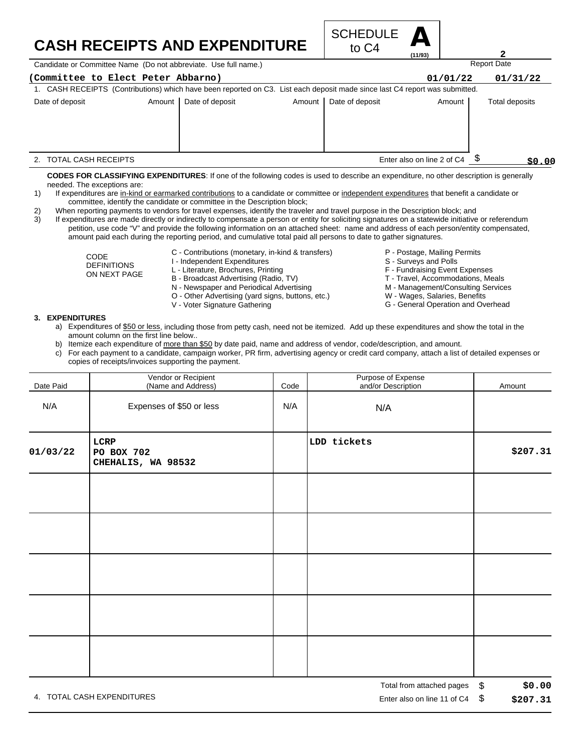# CASH RECEIPTS AND EXPENDITURE

SCHEDULE **A** to C4 (11/93)

2

Candidate or Committee Name (Do not abbreviate. Use full name.) | Report Date

**(Committee to Elect Peter Abbarno)** **01/01/22** **01/31/22**

1. CASH RECEIPTS (Contributions) which have been reported on C3. List each deposit made since last C4 report was submitted.

| Date of deposit | Amount | Date of deposit | Amount | Date of deposit | Amount | Total deposits |
|---|---|---|---|---|---|---|
| | | | | | | |

2. TOTAL CASH RECEIPTS — Enter also on line 2 of C4 $ **$0.00**

**CODES FOR CLASSIFYING EXPENDITURES**: If one of the following codes is used to describe an expenditure, no other description is generally needed. The exceptions are:

1) If expenditures are in-kind or earmarked contributions to a candidate or committee or independent expenditures that benefit a candidate or committee, identify the candidate or committee in the Description block;
2) When reporting payments to vendors for travel expenses, identify the traveler and travel purpose in the Description block; and
3) If expenditures are made directly or indirectly to compensate a person or entity for soliciting signatures on a statewide initiative or referendum petition, use code "V" and provide the following information on an attached sheet: name and address of each person/entity compensated, amount paid each during the reporting period, and cumulative total paid all persons to date to gather signatures.

CODE DEFINITIONS ON NEXT PAGE

- C - Contributions (monetary, in-kind & transfers)
- I - Independent Expenditures
- L - Literature, Brochures, Printing
- B - Broadcast Advertising (Radio, TV)
- N - Newspaper and Periodical Advertising
- O - Other Advertising (yard signs, buttons, etc.)
- V - Voter Signature Gathering
- P - Postage, Mailing Permits
- S - Surveys and Polls
- F - Fundraising Event Expenses
- T - Travel, Accommodations, Meals
- M - Management/Consulting Services
- W - Wages, Salaries, Benefits
- G - General Operation and Overhead

**3. EXPENDITURES**

a) Expenditures of $50 or less, including those from petty cash, need not be itemized. Add up these expenditures and show the total in the amount column on the first line below..
b) Itemize each expenditure of more than $50 by date paid, name and address of vendor, code/description, and amount.
c) For each payment to a candidate, campaign worker, PR firm, advertising agency or credit card company, attach a list of detailed expenses or copies of receipts/invoices supporting the payment.

| Date Paid | Vendor or Recipient (Name and Address) | Code | Purpose of Expense and/or Description | Amount |
|---|---|---|---|---|
| N/A | Expenses of $50 or less | N/A | N/A | |
| **01/03/22** | **LCRP**<br>**PO BOX 702**<br>**CHEHALIS, WA 98532** | | **LDD tickets** | **$207.31** |
| | | | | |
| | | | | |
| | | | | |
| | | | | |
| | | | | |

Total from attached pages $ **$0.00**

4. TOTAL CASH EXPENDITURES — Enter also on line 11 of C4 $ **$207.31**